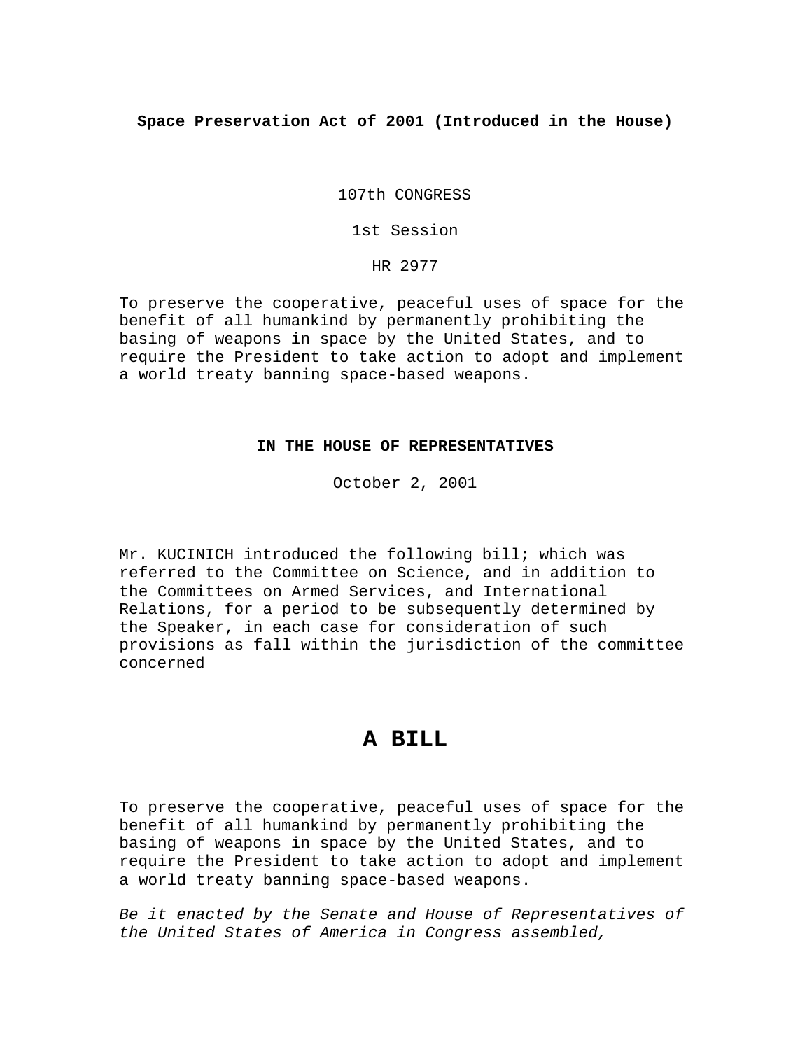**Space Preservation Act of 2001 (Introduced in the House)**

107th CONGRESS

1st Session

HR 2977

To preserve the cooperative, peaceful uses of space for the benefit of all humankind by permanently prohibiting the basing of weapons in space by the United States, and to require the President to take action to adopt and implement a world treaty banning space-based weapons.

**IN THE HOUSE OF REPRESENTATIVES**

October 2, 2001

Mr. KUCINICH introduced the following bill; which was referred to the Committee on Science, and in addition to the Committees on Armed Services, and International Relations, for a period to be subsequently determined by the Speaker, in each case for consideration of such provisions as fall within the jurisdiction of the committee concerned

# A BILL

To preserve the cooperative, peaceful uses of space for the benefit of all humankind by permanently prohibiting the basing of weapons in space by the United States, and to require the President to take action to adopt and implement a world treaty banning space-based weapons.

*Be it enacted by the Senate and House of Representatives of the United States of America in Congress assembled,*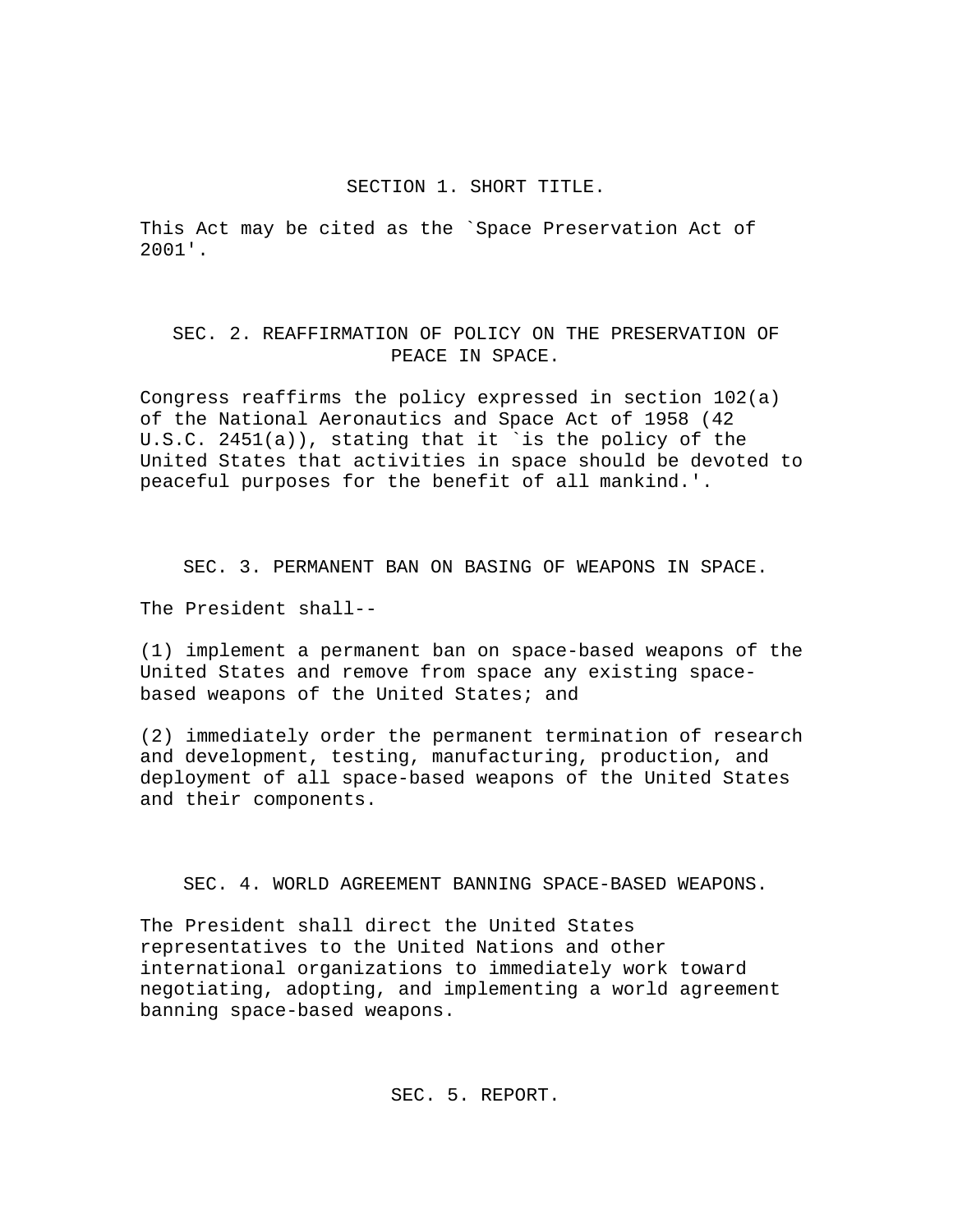## SECTION 1. SHORT TITLE.

This Act may be cited as the `Space Preservation Act of 2001'.

## SEC. 2. REAFFIRMATION OF POLICY ON THE PRESERVATION OF PEACE IN SPACE.

Congress reaffirms the policy expressed in section 102(a) of the National Aeronautics and Space Act of 1958 (42 U.S.C. 2451(a)), stating that it `is the policy of the United States that activities in space should be devoted to peaceful purposes for the benefit of all mankind.'.

## SEC. 3. PERMANENT BAN ON BASING OF WEAPONS IN SPACE.

The President shall--

(1) implement a permanent ban on space-based weapons of the United States and remove from space any existing space-based weapons of the United States; and

(2) immediately order the permanent termination of research and development, testing, manufacturing, production, and deployment of all space-based weapons of the United States and their components.

## SEC. 4. WORLD AGREEMENT BANNING SPACE-BASED WEAPONS.

The President shall direct the United States representatives to the United Nations and other international organizations to immediately work toward negotiating, adopting, and implementing a world agreement banning space-based weapons.

## SEC. 5. REPORT.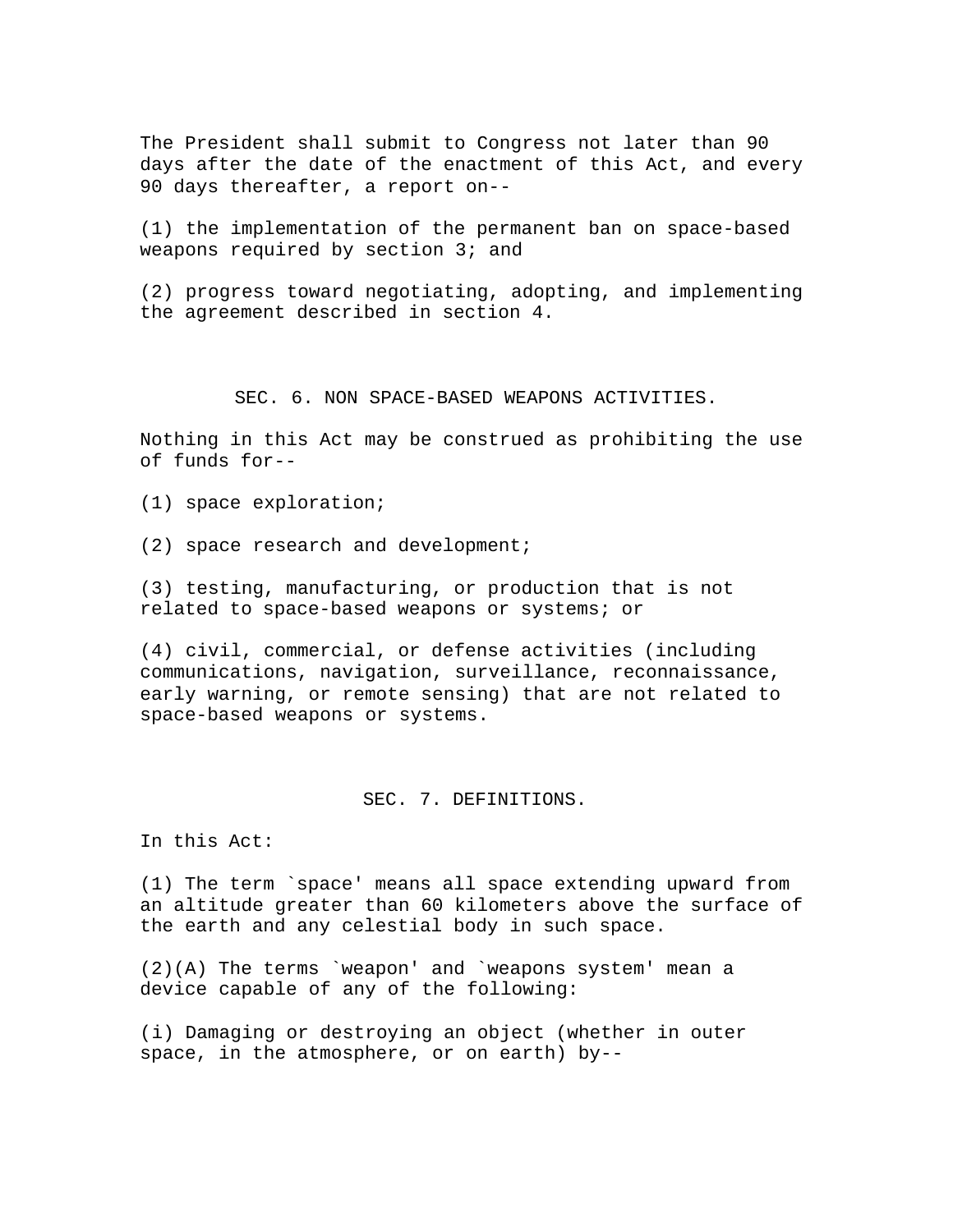The President shall submit to Congress not later than 90 days after the date of the enactment of this Act, and every 90 days thereafter, a report on--

(1) the implementation of the permanent ban on space-based weapons required by section 3; and

(2) progress toward negotiating, adopting, and implementing the agreement described in section 4.

## SEC. 6. NON SPACE-BASED WEAPONS ACTIVITIES.

Nothing in this Act may be construed as prohibiting the use of funds for--

(1) space exploration;

(2) space research and development;

(3) testing, manufacturing, or production that is not related to space-based weapons or systems; or

(4) civil, commercial, or defense activities (including communications, navigation, surveillance, reconnaissance, early warning, or remote sensing) that are not related to space-based weapons or systems.

## SEC. 7. DEFINITIONS.

In this Act:

(1) The term `space' means all space extending upward from an altitude greater than 60 kilometers above the surface of the earth and any celestial body in such space.

(2)(A) The terms `weapon' and `weapons system' mean a device capable of any of the following:

(i) Damaging or destroying an object (whether in outer space, in the atmosphere, or on earth) by--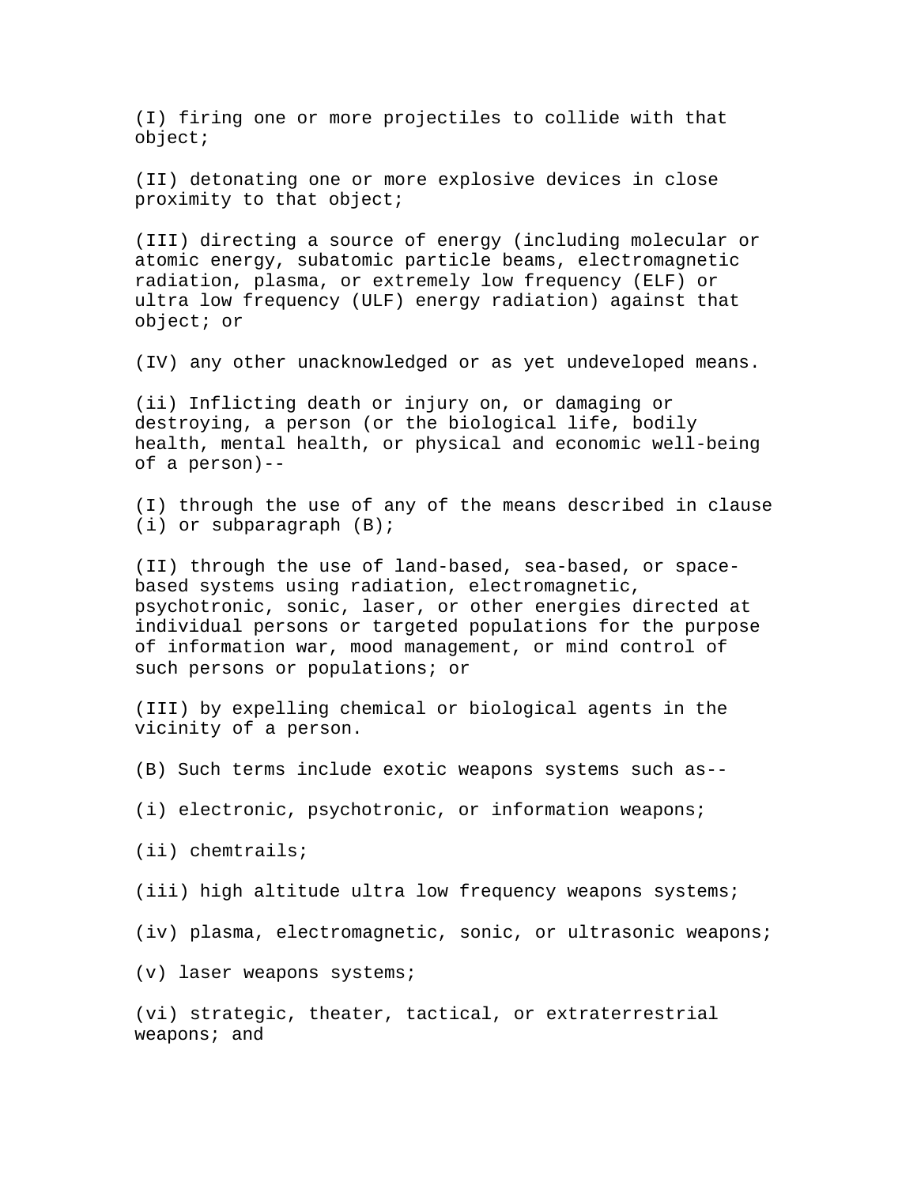(I) firing one or more projectiles to collide with that object;

(II) detonating one or more explosive devices in close proximity to that object;

(III) directing a source of energy (including molecular or atomic energy, subatomic particle beams, electromagnetic radiation, plasma, or extremely low frequency (ELF) or ultra low frequency (ULF) energy radiation) against that object; or

(IV) any other unacknowledged or as yet undeveloped means.

(ii) Inflicting death or injury on, or damaging or destroying, a person (or the biological life, bodily health, mental health, or physical and economic well-being of a person)--

(I) through the use of any of the means described in clause (i) or subparagraph (B);

(II) through the use of land-based, sea-based, or space-based systems using radiation, electromagnetic, psychotronic, sonic, laser, or other energies directed at individual persons or targeted populations for the purpose of information war, mood management, or mind control of such persons or populations; or

(III) by expelling chemical or biological agents in the vicinity of a person.

(B) Such terms include exotic weapons systems such as--

(i) electronic, psychotronic, or information weapons;

(ii) chemtrails;

(iii) high altitude ultra low frequency weapons systems;

(iv) plasma, electromagnetic, sonic, or ultrasonic weapons;

(v) laser weapons systems;

(vi) strategic, theater, tactical, or extraterrestrial weapons; and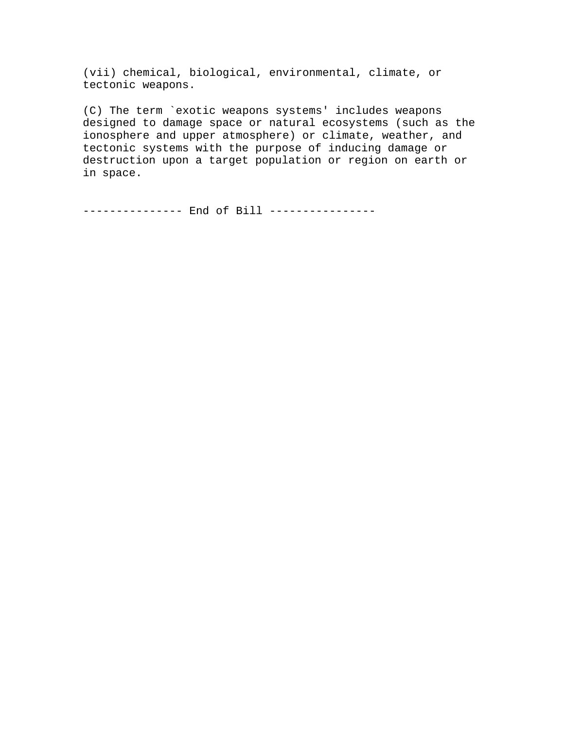(vii) chemical, biological, environmental, climate, or tectonic weapons.

(C) The term `exotic weapons systems' includes weapons designed to damage space or natural ecosystems (such as the ionosphere and upper atmosphere) or climate, weather, and tectonic systems with the purpose of inducing damage or destruction upon a target population or region on earth or in space.

--------------- End of Bill ----------------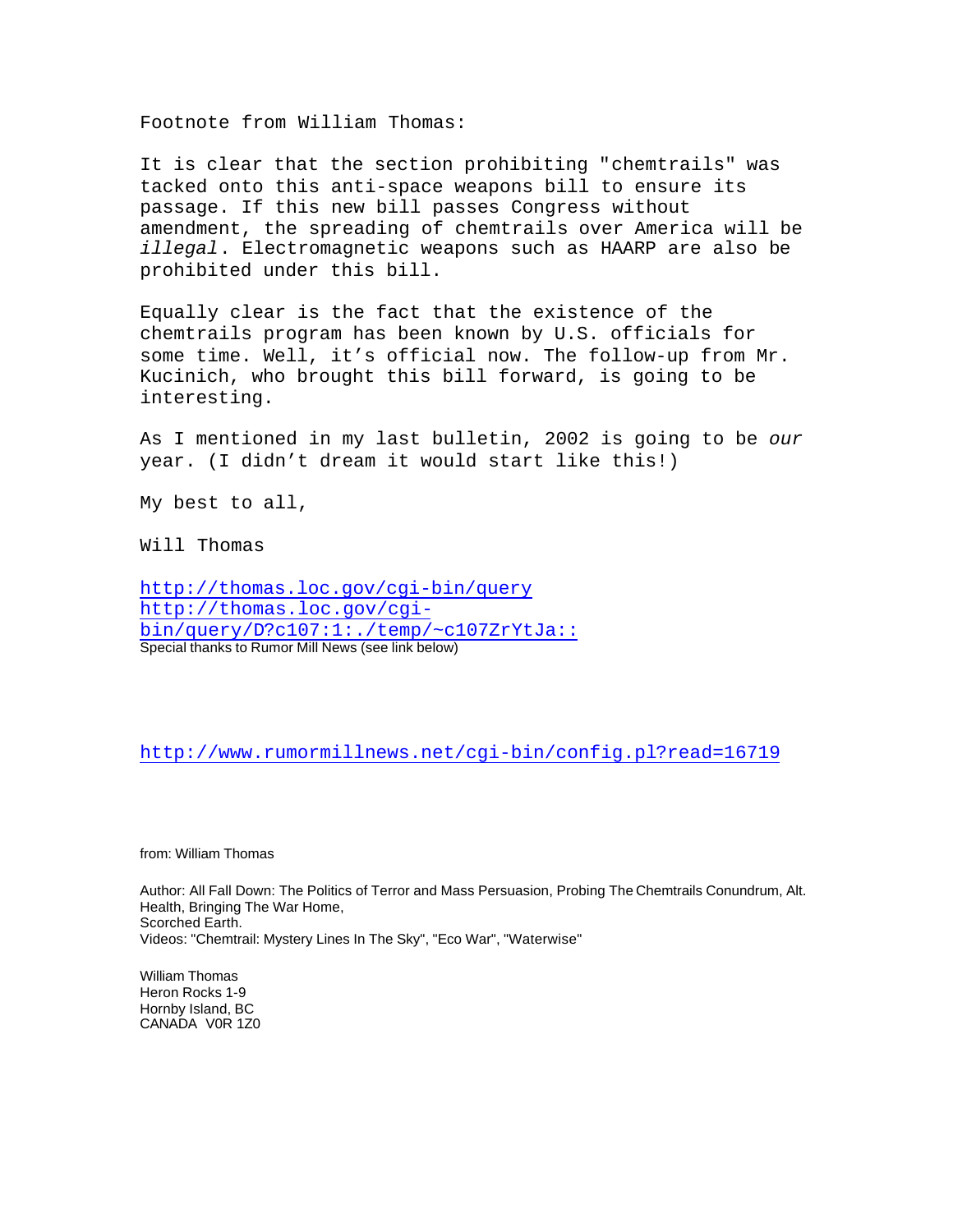Footnote from William Thomas:

It is clear that the section prohibiting "chemtrails" was tacked onto this anti-space weapons bill to ensure its passage. If this new bill passes Congress without amendment, the spreading of chemtrails over America will be *illegal*. Electromagnetic weapons such as HAARP are also be prohibited under this bill.

Equally clear is the fact that the existence of the chemtrails program has been known by U.S. officials for some time. Well, it's official now. The follow-up from Mr. Kucinich, who brought this bill forward, is going to be interesting.

As I mentioned in my last bulletin, 2002 is going to be *our* year. (I didn't dream it would start like this!)

My best to all,

Will Thomas

http://thomas.loc.gov/cgi-bin/query
http://thomas.loc.gov/cgi-bin/query/D?c107:1:./temp/~c107ZrYtJa::
Special thanks to Rumor Mill News (see link below)

http://www.rumormillnews.net/cgi-bin/config.pl?read=16719

from: William Thomas

Author: All Fall Down: The Politics of Terror and Mass Persuasion, Probing The Chemtrails Conundrum, Alt. Health, Bringing The War Home,
Scorched Earth.
Videos: "Chemtrail: Mystery Lines In The Sky", "Eco War", "Waterwise"

William Thomas
Heron Rocks 1-9
Hornby Island, BC
CANADA V0R 1Z0